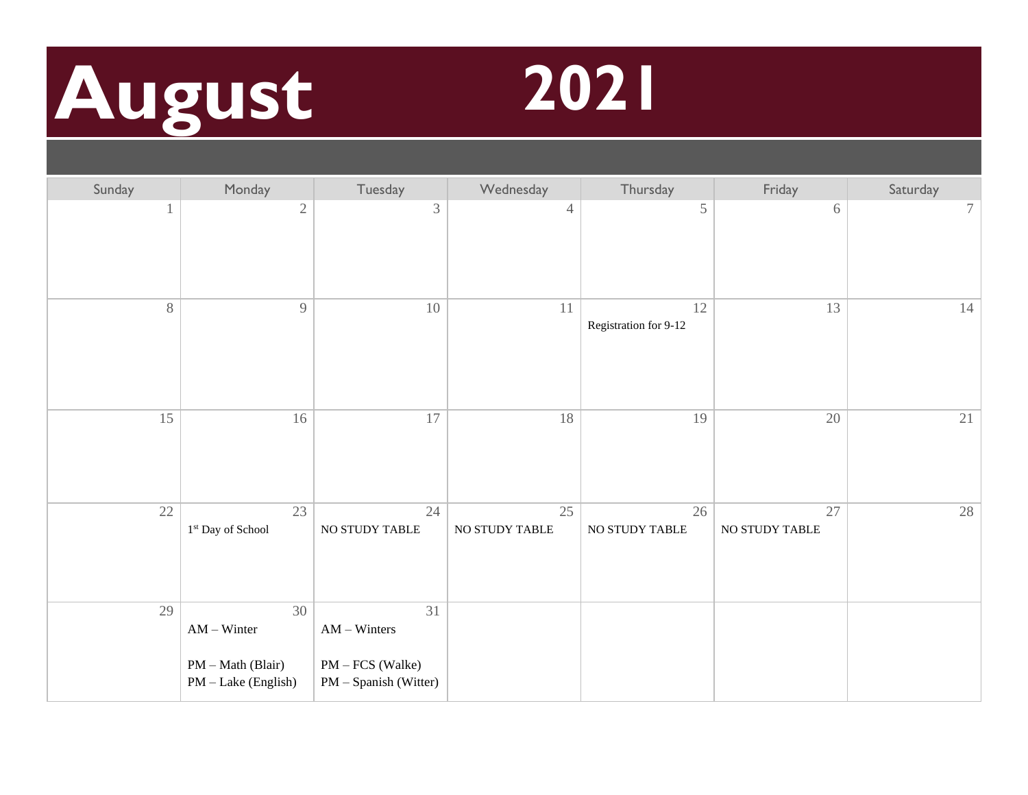# August 2021

| Sunday | Monday | Tuesday | Wednesday | Thursday | Friday | Saturday |
|---|---|---|---|---|---|---|
| 1 | 2 | 3 | 4 | 5 | 6 | 7 |
| 8 | 9 | 10 | 11 | 12<br>Registration for 9-12 | 13 | 14 |
| 15 | 16 | 17 | 18 | 19 | 20 | 21 |
| 22 | 23<br>1st Day of School | 24<br>NO STUDY TABLE | 25<br>NO STUDY TABLE | 26<br>NO STUDY TABLE | 27<br>NO STUDY TABLE | 28 |
| 29 | 30<br>AM – Winter<br><br>PM – Math (Blair)<br>PM – Lake (English) | 31<br>AM – Winters<br><br>PM – FCS (Walke)<br>PM – Spanish (Witter) | | | | |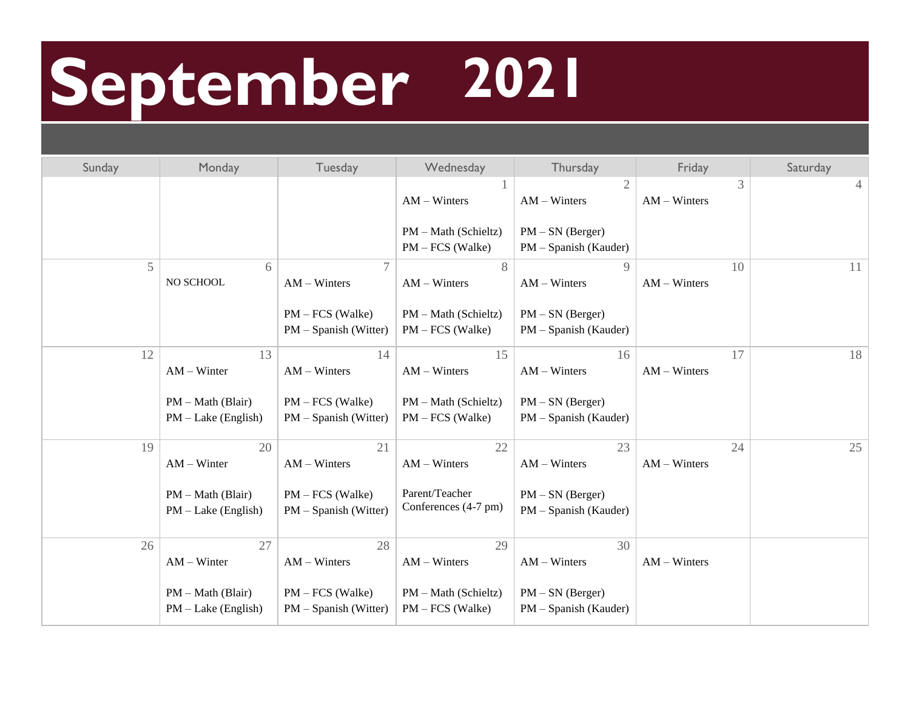# September 2021

| Sunday | Monday | Tuesday | Wednesday | Thursday | Friday | Saturday |
|---|---|---|---|---|---|---|
| | | | 1<br>AM – Winters<br><br>PM – Math (Schieltz)<br>PM – FCS (Walke) | 2<br>AM – Winters<br><br>PM – SN (Berger)<br>PM – Spanish (Kauder) | 3<br>AM – Winters | 4 |
| 5 | 6<br>NO SCHOOL | 7<br>AM – Winters<br><br>PM – FCS (Walke)<br>PM – Spanish (Witter) | 8<br>AM – Winters<br><br>PM – Math (Schieltz)<br>PM – FCS (Walke) | 9<br>AM – Winters<br><br>PM – SN (Berger)<br>PM – Spanish (Kauder) | 10<br>AM – Winters | 11 |
| 12 | 13<br>AM – Winter<br><br>PM – Math (Blair)<br>PM – Lake (English) | 14<br>AM – Winters<br><br>PM – FCS (Walke)<br>PM – Spanish (Witter) | 15<br>AM – Winters<br><br>PM – Math (Schieltz)<br>PM – FCS (Walke) | 16<br>AM – Winters<br><br>PM – SN (Berger)<br>PM – Spanish (Kauder) | 17<br>AM – Winters | 18 |
| 19 | 20<br>AM – Winter<br><br>PM – Math (Blair)<br>PM – Lake (English) | 21<br>AM – Winters<br><br>PM – FCS (Walke)<br>PM – Spanish (Witter) | 22<br>AM – Winters<br><br>Parent/Teacher Conferences (4-7 pm) | 23<br>AM – Winters<br><br>PM – SN (Berger)<br>PM – Spanish (Kauder) | 24<br>AM – Winters | 25 |
| 26 | 27<br>AM – Winter<br><br>PM – Math (Blair)<br>PM – Lake (English) | 28<br>AM – Winters<br><br>PM – FCS (Walke)<br>PM – Spanish (Witter) | 29<br>AM – Winters<br><br>PM – Math (Schieltz)<br>PM – FCS (Walke) | 30<br>AM – Winters<br><br>PM – SN (Berger)<br>PM – Spanish (Kauder) | AM – Winters | |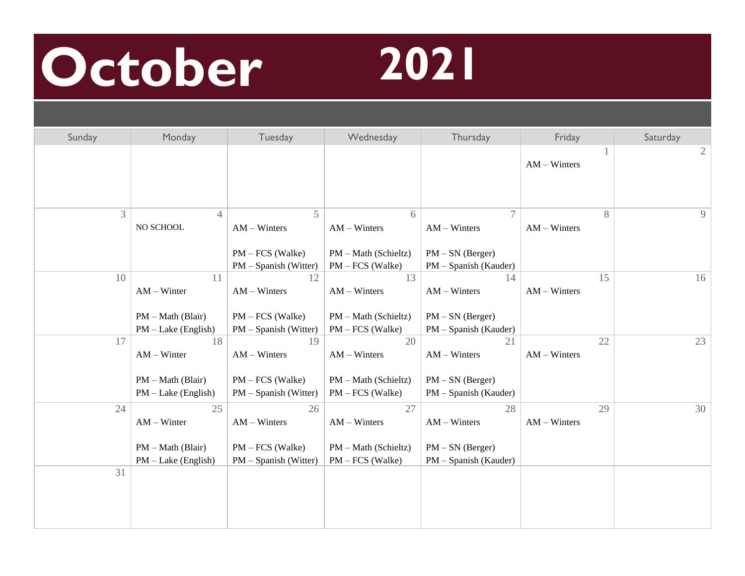# October 2021

| Sunday | Monday | Tuesday | Wednesday | Thursday | Friday | Saturday |
|---|---|---|---|---|---|---|
| | | | | | 1<br>AM – Winters | 2 |
| 3 | 4<br>NO SCHOOL | 5<br>AM – Winters<br><br>PM – FCS (Walke)<br>PM – Spanish (Witter) | 6<br>AM – Winters<br><br>PM – Math (Schieltz)<br>PM – FCS (Walke) | 7<br>AM – Winters<br><br>PM – SN (Berger)<br>PM – Spanish (Kauder) | 8<br>AM – Winters | 9 |
| 10 | 11<br>AM – Winter<br><br>PM – Math (Blair)<br>PM – Lake (English) | 12<br>AM – Winters<br><br>PM – FCS (Walke)<br>PM – Spanish (Witter) | 13<br>AM – Winters<br><br>PM – Math (Schieltz)<br>PM – FCS (Walke) | 14<br>AM – Winters<br><br>PM – SN (Berger)<br>PM – Spanish (Kauder) | 15<br>AM – Winters | 16 |
| 17 | 18<br>AM – Winter<br><br>PM – Math (Blair)<br>PM – Lake (English) | 19<br>AM – Winters<br><br>PM – FCS (Walke)<br>PM – Spanish (Witter) | 20<br>AM – Winters<br><br>PM – Math (Schieltz)<br>PM – FCS (Walke) | 21<br>AM – Winters<br><br>PM – SN (Berger)<br>PM – Spanish (Kauder) | 22<br>AM – Winters | 23 |
| 24 | 25<br>AM – Winter<br><br>PM – Math (Blair)<br>PM – Lake (English) | 26<br>AM – Winters<br><br>PM – FCS (Walke)<br>PM – Spanish (Witter) | 27<br>AM – Winters<br><br>PM – Math (Schieltz)<br>PM – FCS (Walke) | 28<br>AM – Winters<br><br>PM – SN (Berger)<br>PM – Spanish (Kauder) | 29<br>AM – Winters | 30 |
| 31 | | | | | | |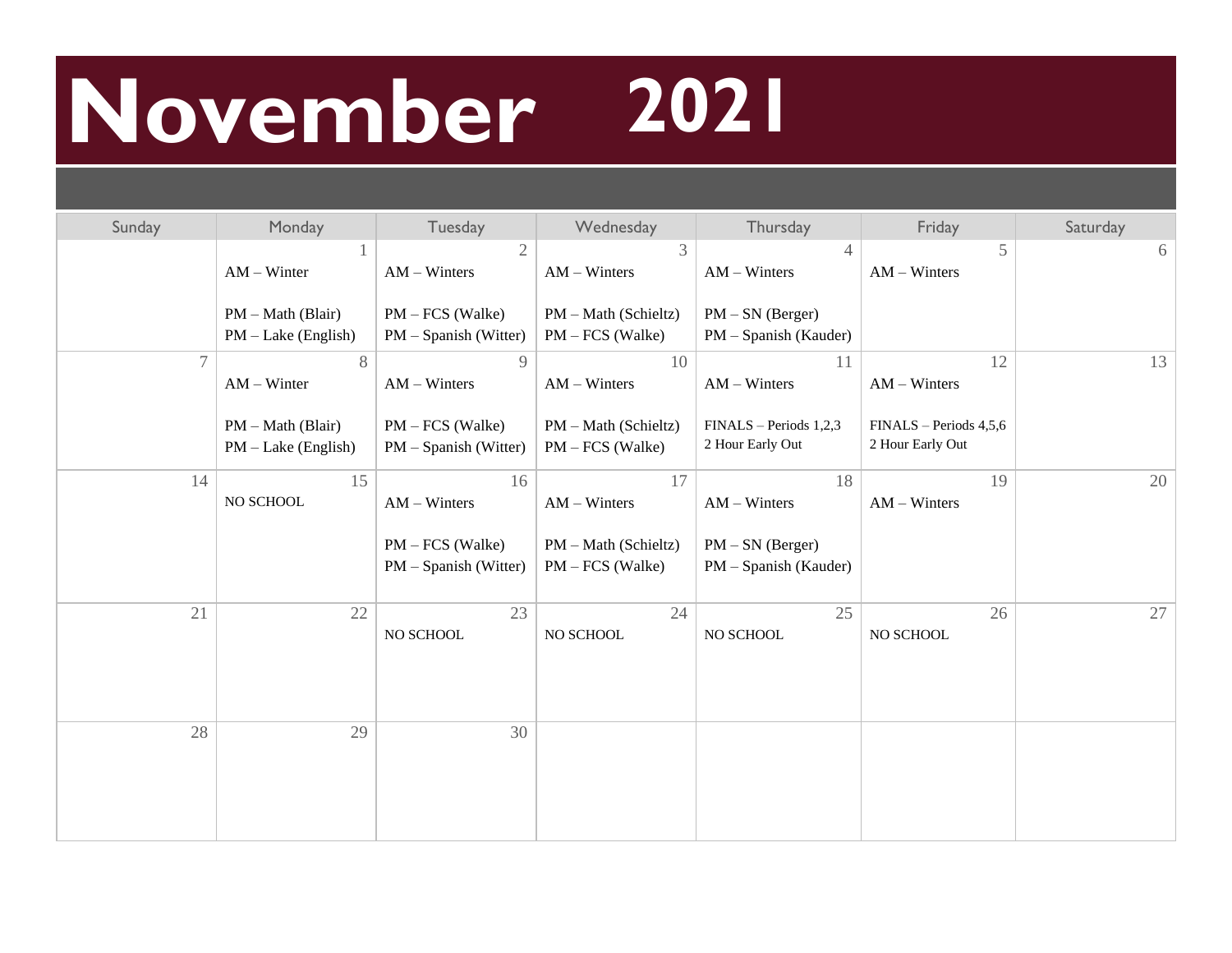# November 2021

| Sunday | Monday | Tuesday | Wednesday | Thursday | Friday | Saturday |
|---|---|---|---|---|---|---|
| | 1<br>AM – Winter<br><br>PM – Math (Blair)<br>PM – Lake (English) | 2<br>AM – Winters<br><br>PM – FCS (Walke)<br>PM – Spanish (Witter) | 3<br>AM – Winters<br><br>PM – Math (Schieltz)<br>PM – FCS (Walke) | 4<br>AM – Winters<br><br>PM – SN (Berger)<br>PM – Spanish (Kauder) | 5<br>AM – Winters | 6 |
| 7 | 8<br>AM – Winter<br><br>PM – Math (Blair)<br>PM – Lake (English) | 9<br>AM – Winters<br><br>PM – FCS (Walke)<br>PM – Spanish (Witter) | 10<br>AM – Winters<br><br>PM – Math (Schieltz)<br>PM – FCS (Walke) | 11<br>AM – Winters<br><br>FINALS – Periods 1,2,3<br>2 Hour Early Out | 12<br>AM – Winters<br><br>FINALS – Periods 4,5,6<br>2 Hour Early Out | 13 |
| 14 | 15<br>NO SCHOOL | 16<br>AM – Winters<br><br>PM – FCS (Walke)<br>PM – Spanish (Witter) | 17<br>AM – Winters<br><br>PM – Math (Schieltz)<br>PM – FCS (Walke) | 18<br>AM – Winters<br><br>PM – SN (Berger)<br>PM – Spanish (Kauder) | 19<br>AM – Winters | 20 |
| 21 | 22 | 23<br>NO SCHOOL | 24<br>NO SCHOOL | 25<br>NO SCHOOL | 26<br>NO SCHOOL | 27 |
| 28 | 29 | 30 | | | | |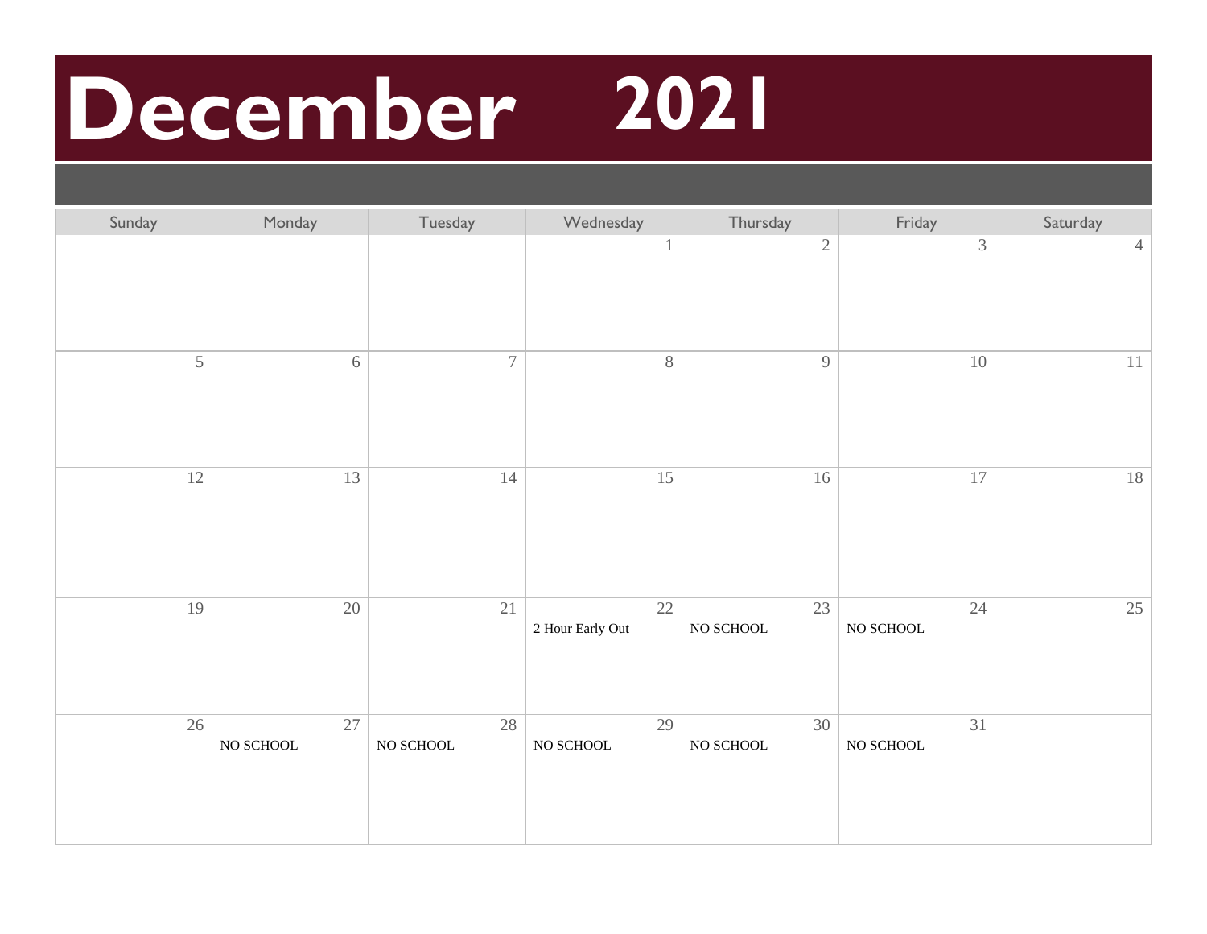# December 2021

| Sunday | Monday | Tuesday | Wednesday | Thursday | Friday | Saturday |
|---|---|---|---|---|---|---|
| | | | 1 | 2 | 3 | 4 |
| 5 | 6 | 7 | 8 | 9 | 10 | 11 |
| 12 | 13 | 14 | 15 | 16 | 17 | 18 |
| 19 | 20 | 21 | 22 2 Hour Early Out | 23 NO SCHOOL | 24 NO SCHOOL | 25 |
| 26 | 27 NO SCHOOL | 28 NO SCHOOL | 29 NO SCHOOL | 30 NO SCHOOL | 31 NO SCHOOL | |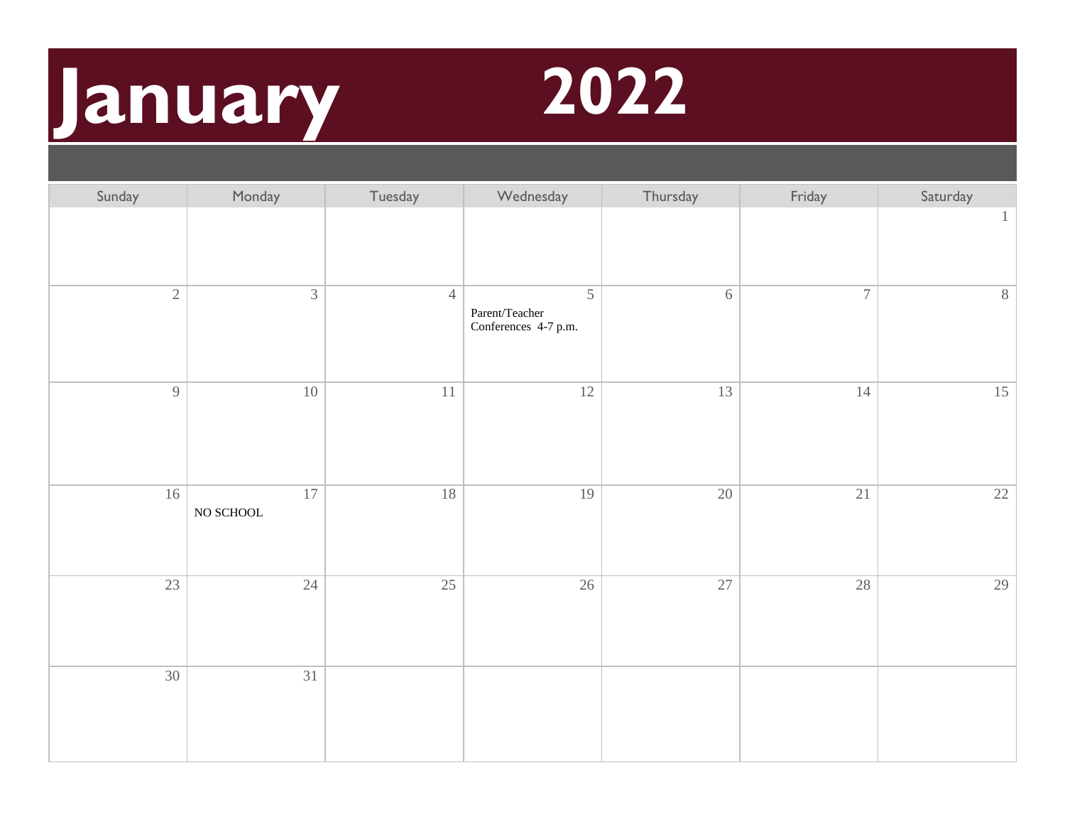# January 2022

| Sunday | Monday | Tuesday | Wednesday | Thursday | Friday | Saturday |
|---|---|---|---|---|---|---|
| | | | | | | 1 |
| 2 | 3 | 4 | 5<br>Parent/Teacher Conferences 4-7 p.m. | 6 | 7 | 8 |
| 9 | 10 | 11 | 12 | 13 | 14 | 15 |
| 16 | 17<br>NO SCHOOL | 18 | 19 | 20 | 21 | 22 |
| 23 | 24 | 25 | 26 | 27 | 28 | 29 |
| 30 | 31 | | | | | |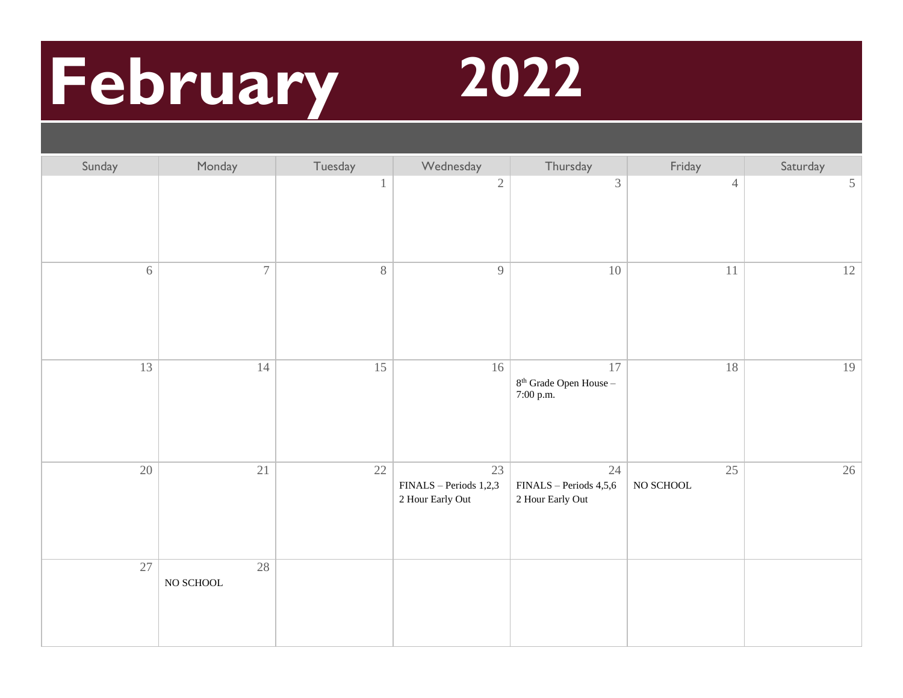# February 2022

| Sunday | Monday | Tuesday | Wednesday | Thursday | Friday | Saturday |
|---|---|---|---|---|---|---|
| | | 1 | 2 | 3 | 4 | 5 |
| 6 | 7 | 8 | 9 | 10 | 11 | 12 |
| 13 | 14 | 15 | 16 | 17<br>8th Grade Open House – 7:00 p.m. | 18 | 19 |
| 20 | 21 | 22 | 23<br>FINALS – Periods 1,2,3<br>2 Hour Early Out | 24<br>FINALS – Periods 4,5,6<br>2 Hour Early Out | 25<br>NO SCHOOL | 26 |
| 27 | 28<br>NO SCHOOL | | | | | |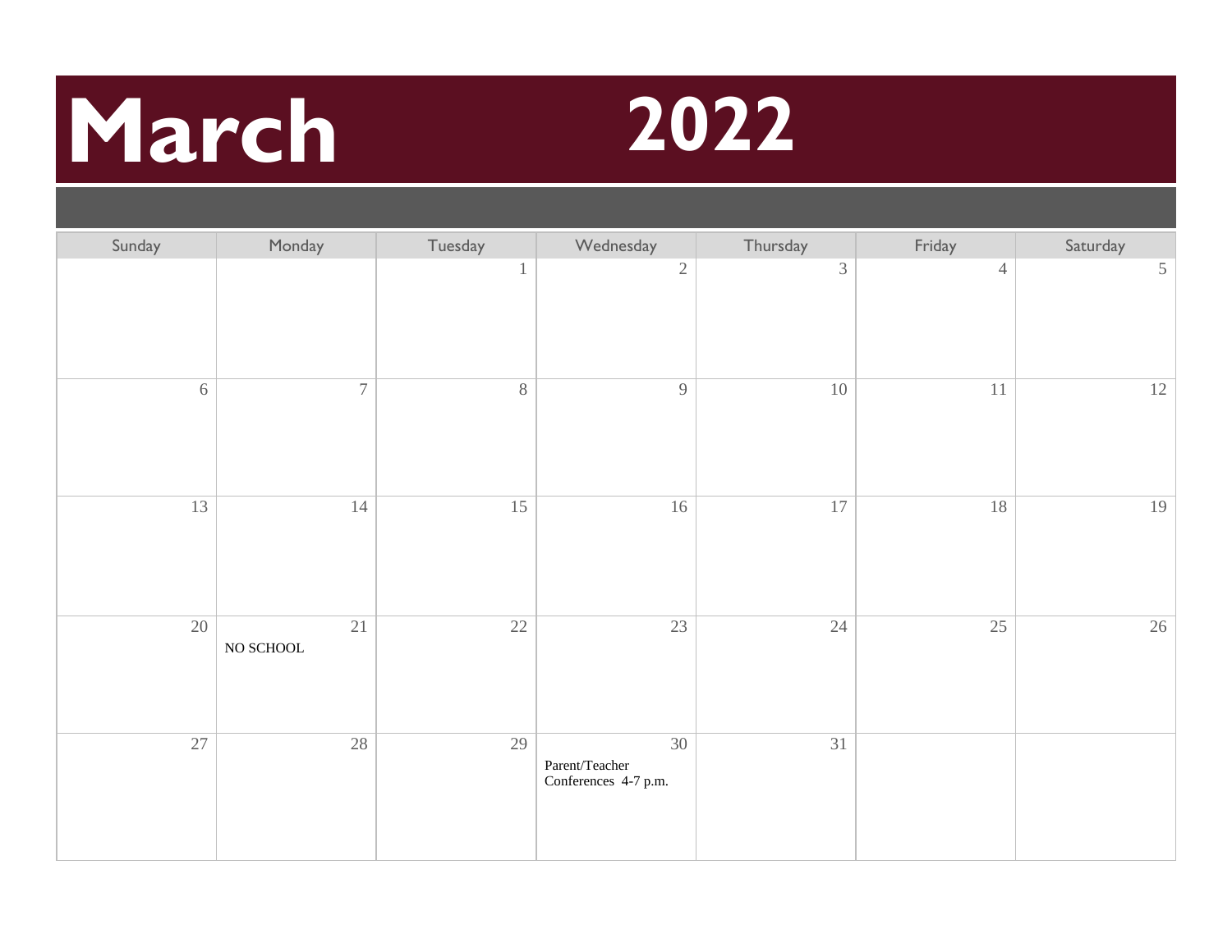# March 2022

| Sunday | Monday | Tuesday | Wednesday | Thursday | Friday | Saturday |
|---|---|---|---|---|---|---|
| | | 1 | 2 | 3 | 4 | 5 |
| 6 | 7 | 8 | 9 | 10 | 11 | 12 |
| 13 | 14 | 15 | 16 | 17 | 18 | 19 |
| 20 | 21 NO SCHOOL | 22 | 23 | 24 | 25 | 26 |
| 27 | 28 | 29 | 30 Parent/Teacher Conferences 4-7 p.m. | 31 | | |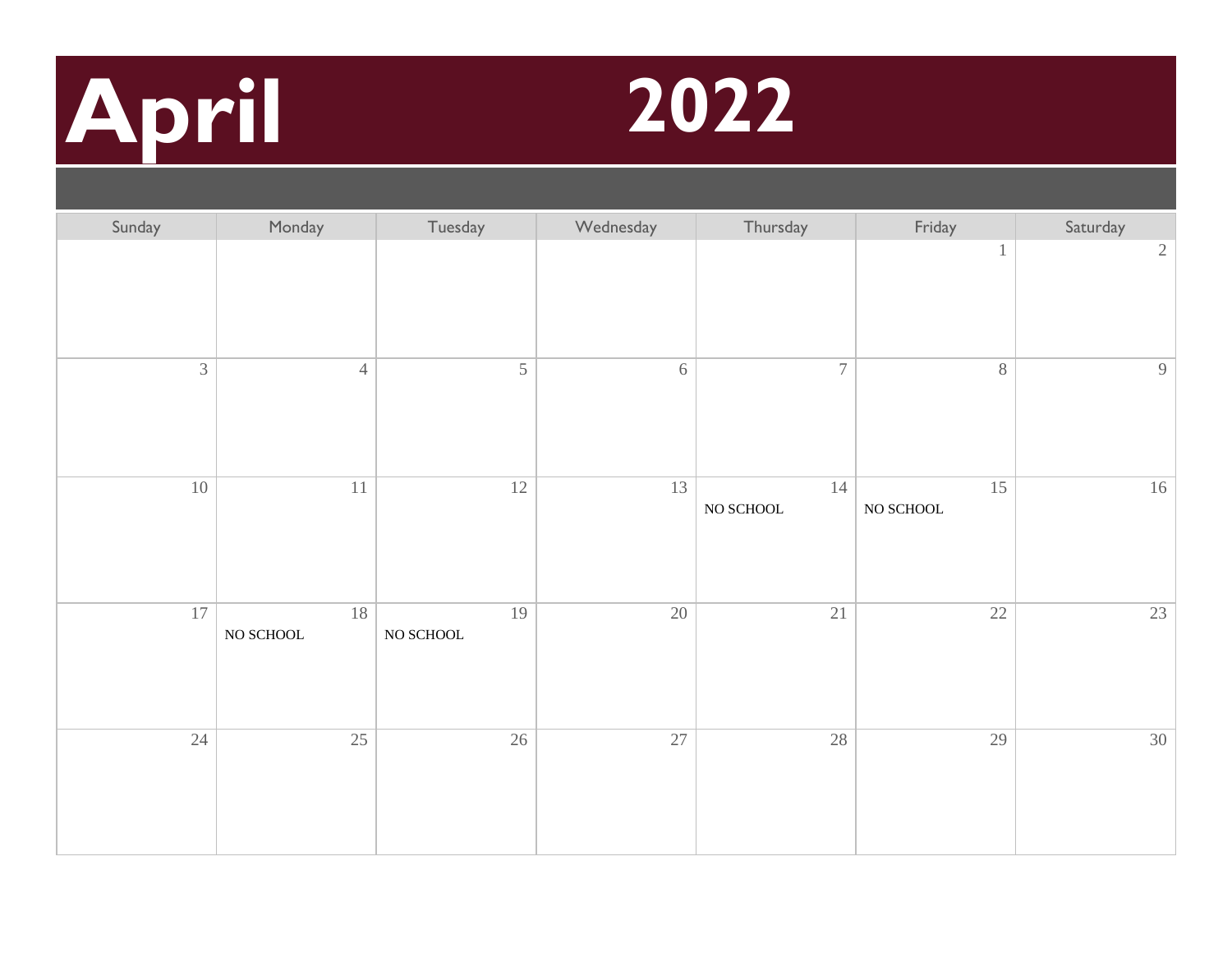# April 2022

| Sunday | Monday | Tuesday | Wednesday | Thursday | Friday | Saturday |
|---|---|---|---|---|---|---|
| | | | | | 1 | 2 |
| 3 | 4 | 5 | 6 | 7 | 8 | 9 |
| 10 | 11 | 12 | 13 | 14 NO SCHOOL | 15 NO SCHOOL | 16 |
| 17 | 18 NO SCHOOL | 19 NO SCHOOL | 20 | 21 | 22 | 23 |
| 24 | 25 | 26 | 27 | 28 | 29 | 30 |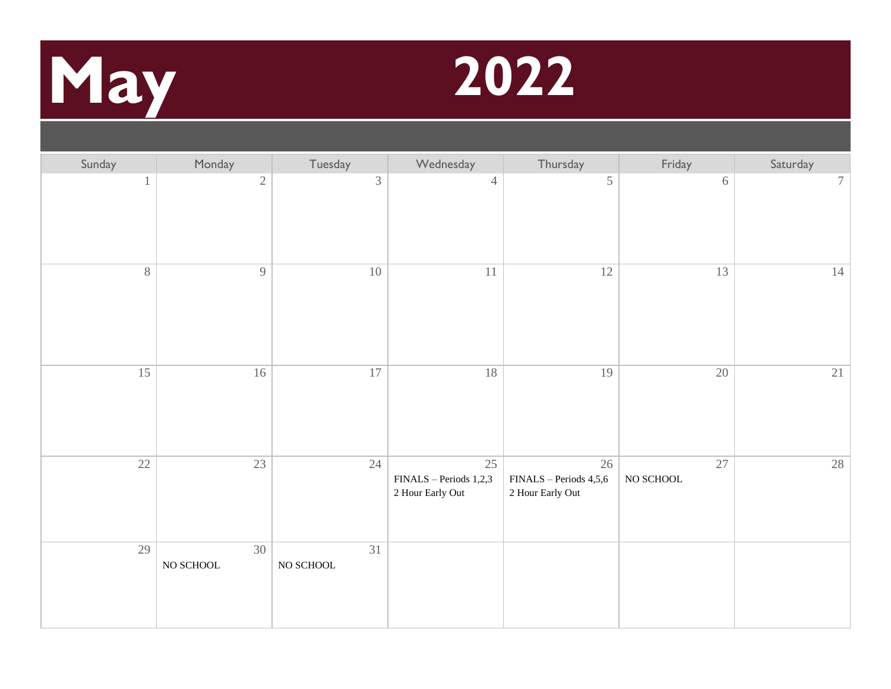# May 2022

| Sunday | Monday | Tuesday | Wednesday | Thursday | Friday | Saturday |
|---|---|---|---|---|---|---|
| 1 | 2 | 3 | 4 | 5 | 6 | 7 |
| 8 | 9 | 10 | 11 | 12 | 13 | 14 |
| 15 | 16 | 17 | 18 | 19 | 20 | 21 |
| 22 | 23 | 24 | 25<br>FINALS – Periods 1,2,3<br>2 Hour Early Out | 26<br>FINALS – Periods 4,5,6<br>2 Hour Early Out | 27<br>NO SCHOOL | 28 |
| 29 | 30<br>NO SCHOOL | 31<br>NO SCHOOL | | | | |